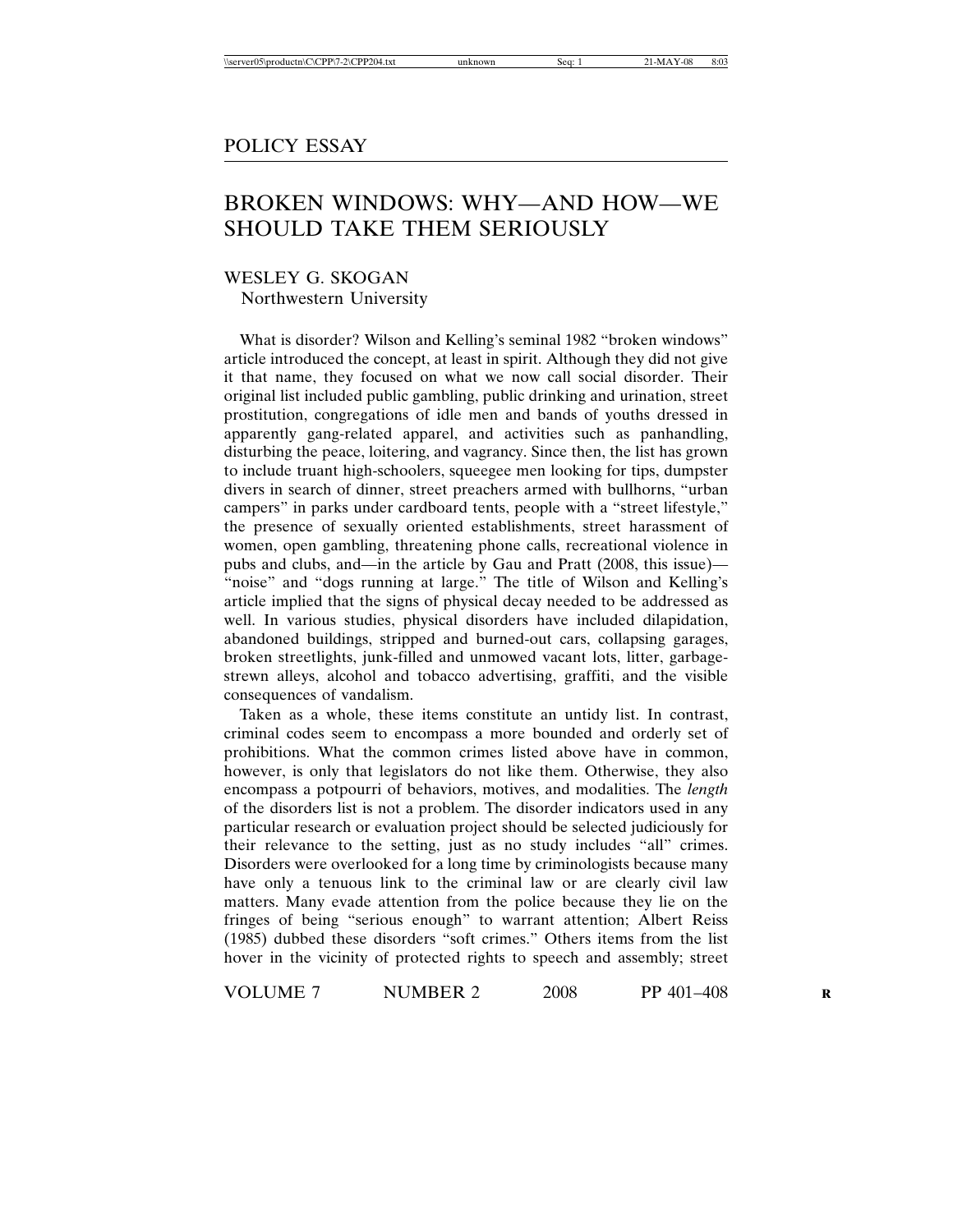POLICY ESSAY

# BROKEN WINDOWS: WHY—AND HOW—WE SHOULD TAKE THEM SERIOUSLY

WESLEY G. SKOGAN
Northwestern University

What is disorder? Wilson and Kelling's seminal 1982 "broken windows" article introduced the concept, at least in spirit. Although they did not give it that name, they focused on what we now call social disorder. Their original list included public gambling, public drinking and urination, street prostitution, congregations of idle men and bands of youths dressed in apparently gang-related apparel, and activities such as panhandling, disturbing the peace, loitering, and vagrancy. Since then, the list has grown to include truant high-schoolers, squeegee men looking for tips, dumpster divers in search of dinner, street preachers armed with bullhorns, "urban campers" in parks under cardboard tents, people with a "street lifestyle," the presence of sexually oriented establishments, street harassment of women, open gambling, threatening phone calls, recreational violence in pubs and clubs, and—in the article by Gau and Pratt (2008, this issue)—"noise" and "dogs running at large." The title of Wilson and Kelling's article implied that the signs of physical decay needed to be addressed as well. In various studies, physical disorders have included dilapidation, abandoned buildings, stripped and burned-out cars, collapsing garages, broken streetlights, junk-filled and unmowed vacant lots, litter, garbage-strewn alleys, alcohol and tobacco advertising, graffiti, and the visible consequences of vandalism.

Taken as a whole, these items constitute an untidy list. In contrast, criminal codes seem to encompass a more bounded and orderly set of prohibitions. What the common crimes listed above have in common, however, is only that legislators do not like them. Otherwise, they also encompass a potpourri of behaviors, motives, and modalities. The *length* of the disorders list is not a problem. The disorder indicators used in any particular research or evaluation project should be selected judiciously for their relevance to the setting, just as no study includes "all" crimes. Disorders were overlooked for a long time by criminologists because many have only a tenuous link to the criminal law or are clearly civil law matters. Many evade attention from the police because they lie on the fringes of being "serious enough" to warrant attention; Albert Reiss (1985) dubbed these disorders "soft crimes." Others items from the list hover in the vicinity of protected rights to speech and assembly; street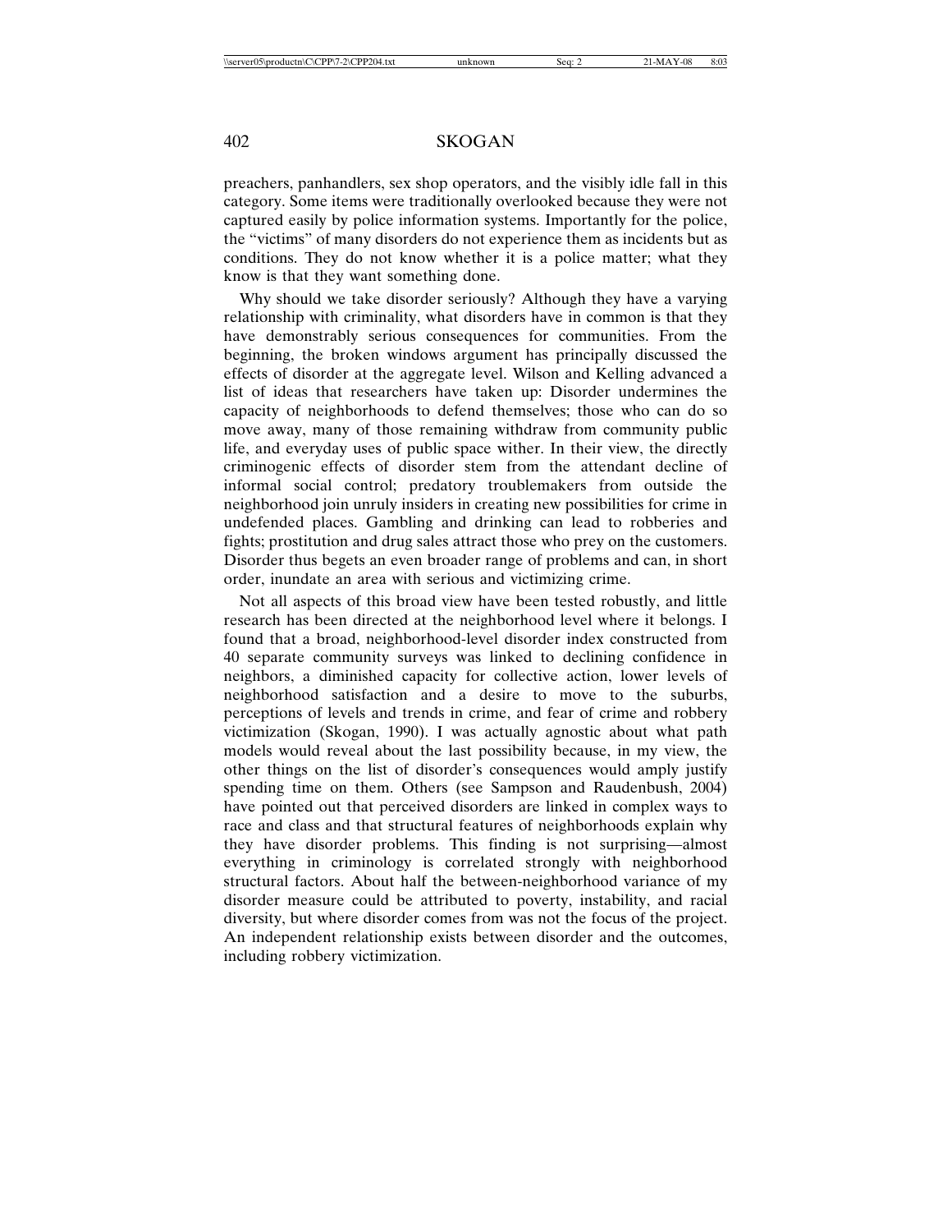preachers, panhandlers, sex shop operators, and the visibly idle fall in this category. Some items were traditionally overlooked because they were not captured easily by police information systems. Importantly for the police, the "victims" of many disorders do not experience them as incidents but as conditions. They do not know whether it is a police matter; what they know is that they want something done.

Why should we take disorder seriously? Although they have a varying relationship with criminality, what disorders have in common is that they have demonstrably serious consequences for communities. From the beginning, the broken windows argument has principally discussed the effects of disorder at the aggregate level. Wilson and Kelling advanced a list of ideas that researchers have taken up: Disorder undermines the capacity of neighborhoods to defend themselves; those who can do so move away, many of those remaining withdraw from community public life, and everyday uses of public space wither. In their view, the directly criminogenic effects of disorder stem from the attendant decline of informal social control; predatory troublemakers from outside the neighborhood join unruly insiders in creating new possibilities for crime in undefended places. Gambling and drinking can lead to robberies and fights; prostitution and drug sales attract those who prey on the customers. Disorder thus begets an even broader range of problems and can, in short order, inundate an area with serious and victimizing crime.

Not all aspects of this broad view have been tested robustly, and little research has been directed at the neighborhood level where it belongs. I found that a broad, neighborhood-level disorder index constructed from 40 separate community surveys was linked to declining confidence in neighbors, a diminished capacity for collective action, lower levels of neighborhood satisfaction and a desire to move to the suburbs, perceptions of levels and trends in crime, and fear of crime and robbery victimization (Skogan, 1990). I was actually agnostic about what path models would reveal about the last possibility because, in my view, the other things on the list of disorder's consequences would amply justify spending time on them. Others (see Sampson and Raudenbush, 2004) have pointed out that perceived disorders are linked in complex ways to race and class and that structural features of neighborhoods explain why they have disorder problems. This finding is not surprising—almost everything in criminology is correlated strongly with neighborhood structural factors. About half the between-neighborhood variance of my disorder measure could be attributed to poverty, instability, and racial diversity, but where disorder comes from was not the focus of the project. An independent relationship exists between disorder and the outcomes, including robbery victimization.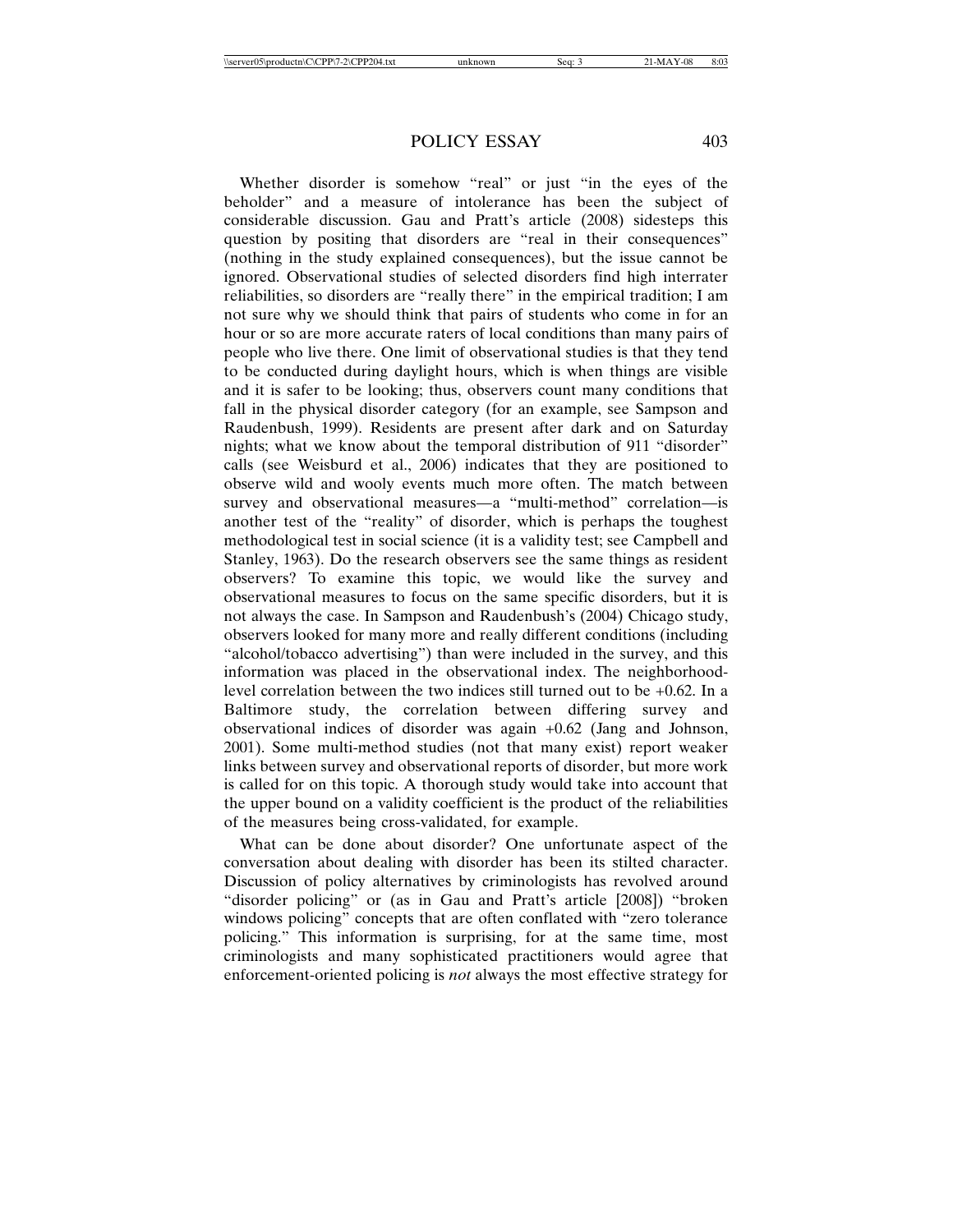Whether disorder is somehow "real" or just "in the eyes of the beholder" and a measure of intolerance has been the subject of considerable discussion. Gau and Pratt's article (2008) sidesteps this question by positing that disorders are "real in their consequences" (nothing in the study explained consequences), but the issue cannot be ignored. Observational studies of selected disorders find high interrater reliabilities, so disorders are "really there" in the empirical tradition; I am not sure why we should think that pairs of students who come in for an hour or so are more accurate raters of local conditions than many pairs of people who live there. One limit of observational studies is that they tend to be conducted during daylight hours, which is when things are visible and it is safer to be looking; thus, observers count many conditions that fall in the physical disorder category (for an example, see Sampson and Raudenbush, 1999). Residents are present after dark and on Saturday nights; what we know about the temporal distribution of 911 "disorder" calls (see Weisburd et al., 2006) indicates that they are positioned to observe wild and wooly events much more often. The match between survey and observational measures—a "multi-method" correlation—is another test of the "reality" of disorder, which is perhaps the toughest methodological test in social science (it is a validity test; see Campbell and Stanley, 1963). Do the research observers see the same things as resident observers? To examine this topic, we would like the survey and observational measures to focus on the same specific disorders, but it is not always the case. In Sampson and Raudenbush's (2004) Chicago study, observers looked for many more and really different conditions (including "alcohol/tobacco advertising") than were included in the survey, and this information was placed in the observational index. The neighborhood-level correlation between the two indices still turned out to be +0.62. In a Baltimore study, the correlation between differing survey and observational indices of disorder was again +0.62 (Jang and Johnson, 2001). Some multi-method studies (not that many exist) report weaker links between survey and observational reports of disorder, but more work is called for on this topic. A thorough study would take into account that the upper bound on a validity coefficient is the product of the reliabilities of the measures being cross-validated, for example.

What can be done about disorder? One unfortunate aspect of the conversation about dealing with disorder has been its stilted character. Discussion of policy alternatives by criminologists has revolved around "disorder policing" or (as in Gau and Pratt's article [2008]) "broken windows policing" concepts that are often conflated with "zero tolerance policing." This information is surprising, for at the same time, most criminologists and many sophisticated practitioners would agree that enforcement-oriented policing is *not* always the most effective strategy for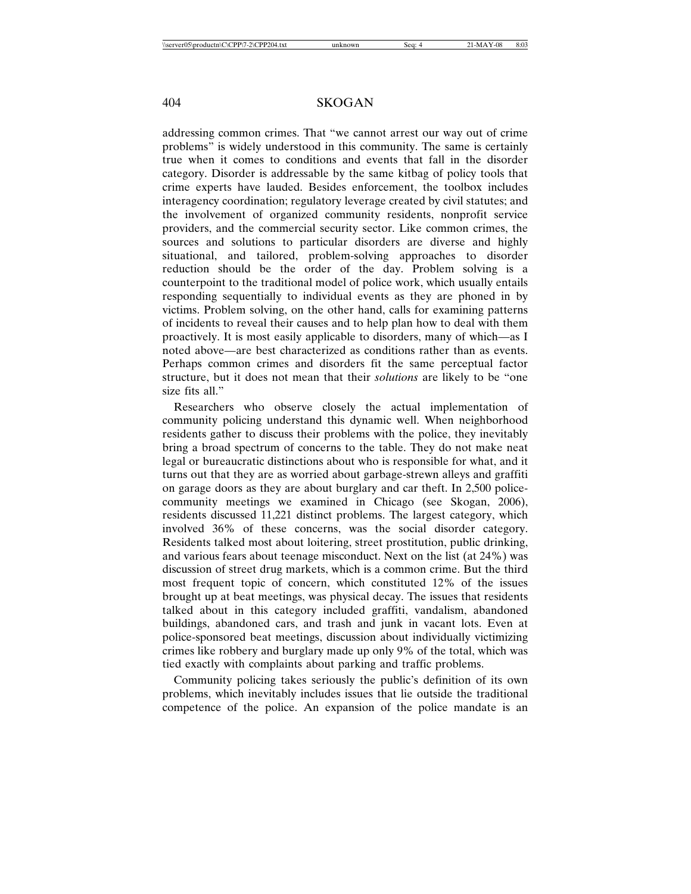addressing common crimes. That "we cannot arrest our way out of crime problems" is widely understood in this community. The same is certainly true when it comes to conditions and events that fall in the disorder category. Disorder is addressable by the same kitbag of policy tools that crime experts have lauded. Besides enforcement, the toolbox includes interagency coordination; regulatory leverage created by civil statutes; and the involvement of organized community residents, nonprofit service providers, and the commercial security sector. Like common crimes, the sources and solutions to particular disorders are diverse and highly situational, and tailored, problem-solving approaches to disorder reduction should be the order of the day. Problem solving is a counterpoint to the traditional model of police work, which usually entails responding sequentially to individual events as they are phoned in by victims. Problem solving, on the other hand, calls for examining patterns of incidents to reveal their causes and to help plan how to deal with them proactively. It is most easily applicable to disorders, many of which—as I noted above—are best characterized as conditions rather than as events. Perhaps common crimes and disorders fit the same perceptual factor structure, but it does not mean that their *solutions* are likely to be "one size fits all."

Researchers who observe closely the actual implementation of community policing understand this dynamic well. When neighborhood residents gather to discuss their problems with the police, they inevitably bring a broad spectrum of concerns to the table. They do not make neat legal or bureaucratic distinctions about who is responsible for what, and it turns out that they are as worried about garbage-strewn alleys and graffiti on garage doors as they are about burglary and car theft. In 2,500 police-community meetings we examined in Chicago (see Skogan, 2006), residents discussed 11,221 distinct problems. The largest category, which involved 36% of these concerns, was the social disorder category. Residents talked most about loitering, street prostitution, public drinking, and various fears about teenage misconduct. Next on the list (at 24%) was discussion of street drug markets, which is a common crime. But the third most frequent topic of concern, which constituted 12% of the issues brought up at beat meetings, was physical decay. The issues that residents talked about in this category included graffiti, vandalism, abandoned buildings, abandoned cars, and trash and junk in vacant lots. Even at police-sponsored beat meetings, discussion about individually victimizing crimes like robbery and burglary made up only 9% of the total, which was tied exactly with complaints about parking and traffic problems.

Community policing takes seriously the public's definition of its own problems, which inevitably includes issues that lie outside the traditional competence of the police. An expansion of the police mandate is an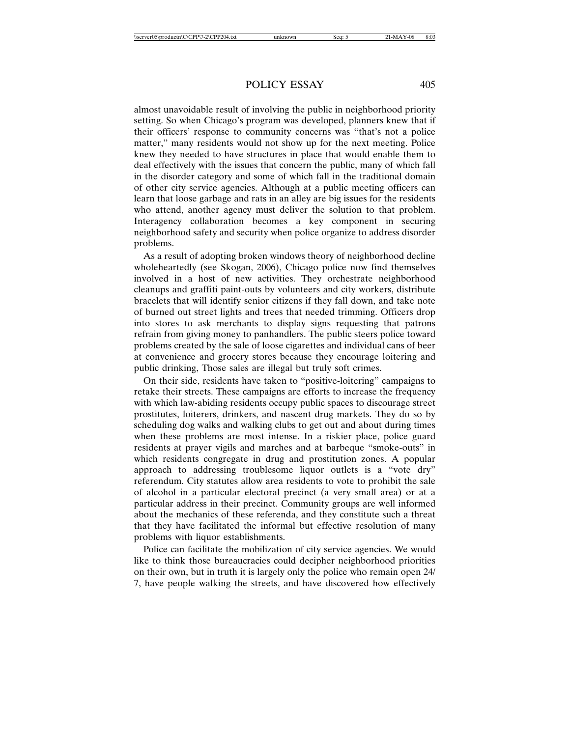almost unavoidable result of involving the public in neighborhood priority setting. So when Chicago's program was developed, planners knew that if their officers' response to community concerns was "that's not a police matter," many residents would not show up for the next meeting. Police knew they needed to have structures in place that would enable them to deal effectively with the issues that concern the public, many of which fall in the disorder category and some of which fall in the traditional domain of other city service agencies. Although at a public meeting officers can learn that loose garbage and rats in an alley are big issues for the residents who attend, another agency must deliver the solution to that problem. Interagency collaboration becomes a key component in securing neighborhood safety and security when police organize to address disorder problems.

As a result of adopting broken windows theory of neighborhood decline wholeheartedly (see Skogan, 2006), Chicago police now find themselves involved in a host of new activities. They orchestrate neighborhood cleanups and graffiti paint-outs by volunteers and city workers, distribute bracelets that will identify senior citizens if they fall down, and take note of burned out street lights and trees that needed trimming. Officers drop into stores to ask merchants to display signs requesting that patrons refrain from giving money to panhandlers. The public steers police toward problems created by the sale of loose cigarettes and individual cans of beer at convenience and grocery stores because they encourage loitering and public drinking, Those sales are illegal but truly soft crimes.

On their side, residents have taken to "positive-loitering" campaigns to retake their streets. These campaigns are efforts to increase the frequency with which law-abiding residents occupy public spaces to discourage street prostitutes, loiterers, drinkers, and nascent drug markets. They do so by scheduling dog walks and walking clubs to get out and about during times when these problems are most intense. In a riskier place, police guard residents at prayer vigils and marches and at barbeque "smoke-outs" in which residents congregate in drug and prostitution zones. A popular approach to addressing troublesome liquor outlets is a "vote dry" referendum. City statutes allow area residents to vote to prohibit the sale of alcohol in a particular electoral precinct (a very small area) or at a particular address in their precinct. Community groups are well informed about the mechanics of these referenda, and they constitute such a threat that they have facilitated the informal but effective resolution of many problems with liquor establishments.

Police can facilitate the mobilization of city service agencies. We would like to think those bureaucracies could decipher neighborhood priorities on their own, but in truth it is largely only the police who remain open 24/7, have people walking the streets, and have discovered how effectively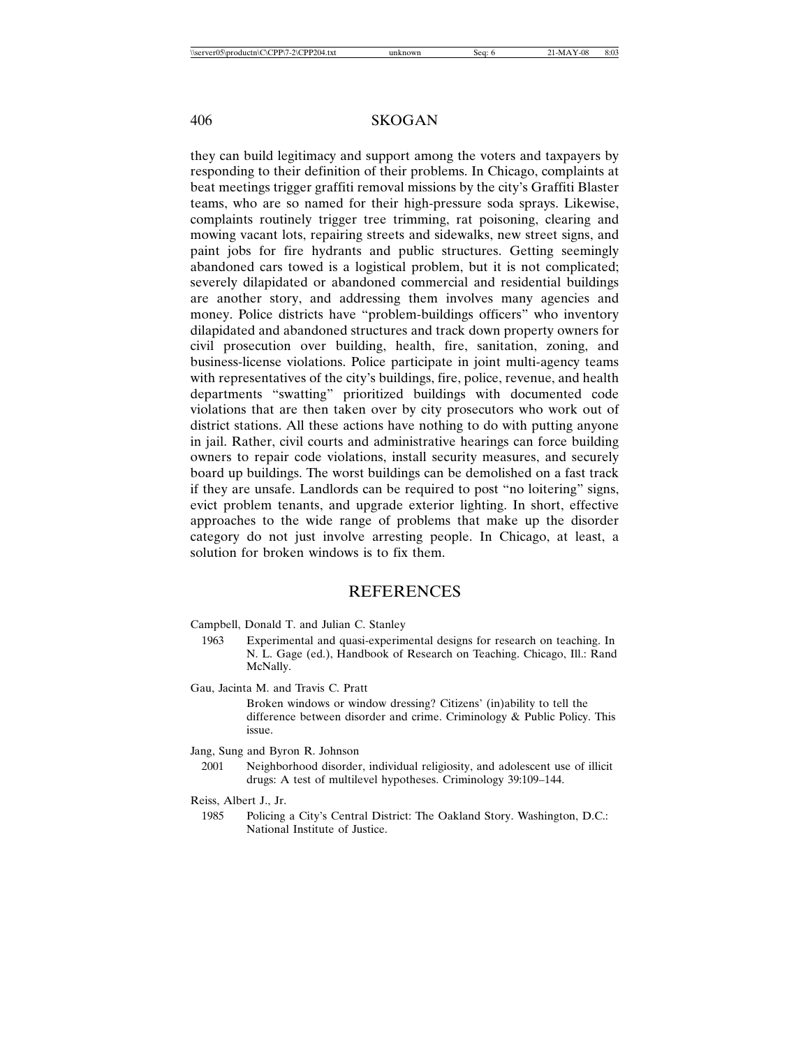they can build legitimacy and support among the voters and taxpayers by responding to their definition of their problems. In Chicago, complaints at beat meetings trigger graffiti removal missions by the city's Graffiti Blaster teams, who are so named for their high-pressure soda sprays. Likewise, complaints routinely trigger tree trimming, rat poisoning, clearing and mowing vacant lots, repairing streets and sidewalks, new street signs, and paint jobs for fire hydrants and public structures. Getting seemingly abandoned cars towed is a logistical problem, but it is not complicated; severely dilapidated or abandoned commercial and residential buildings are another story, and addressing them involves many agencies and money. Police districts have "problem-buildings officers" who inventory dilapidated and abandoned structures and track down property owners for civil prosecution over building, health, fire, sanitation, zoning, and business-license violations. Police participate in joint multi-agency teams with representatives of the city's buildings, fire, police, revenue, and health departments "swatting" prioritized buildings with documented code violations that are then taken over by city prosecutors who work out of district stations. All these actions have nothing to do with putting anyone in jail. Rather, civil courts and administrative hearings can force building owners to repair code violations, install security measures, and securely board up buildings. The worst buildings can be demolished on a fast track if they are unsafe. Landlords can be required to post "no loitering" signs, evict problem tenants, and upgrade exterior lighting. In short, effective approaches to the wide range of problems that make up the disorder category do not just involve arresting people. In Chicago, at least, a solution for broken windows is to fix them.

## REFERENCES

Campbell, Donald T. and Julian C. Stanley

1963 Experimental and quasi-experimental designs for research on teaching. In N. L. Gage (ed.), Handbook of Research on Teaching. Chicago, Ill.: Rand McNally.

Gau, Jacinta M. and Travis C. Pratt

Broken windows or window dressing? Citizens' (in)ability to tell the difference between disorder and crime. Criminology & Public Policy. This issue.

Jang, Sung and Byron R. Johnson

2001 Neighborhood disorder, individual religiosity, and adolescent use of illicit drugs: A test of multilevel hypotheses. Criminology 39:109–144.

Reiss, Albert J., Jr.

1985 Policing a City's Central District: The Oakland Story. Washington, D.C.: National Institute of Justice.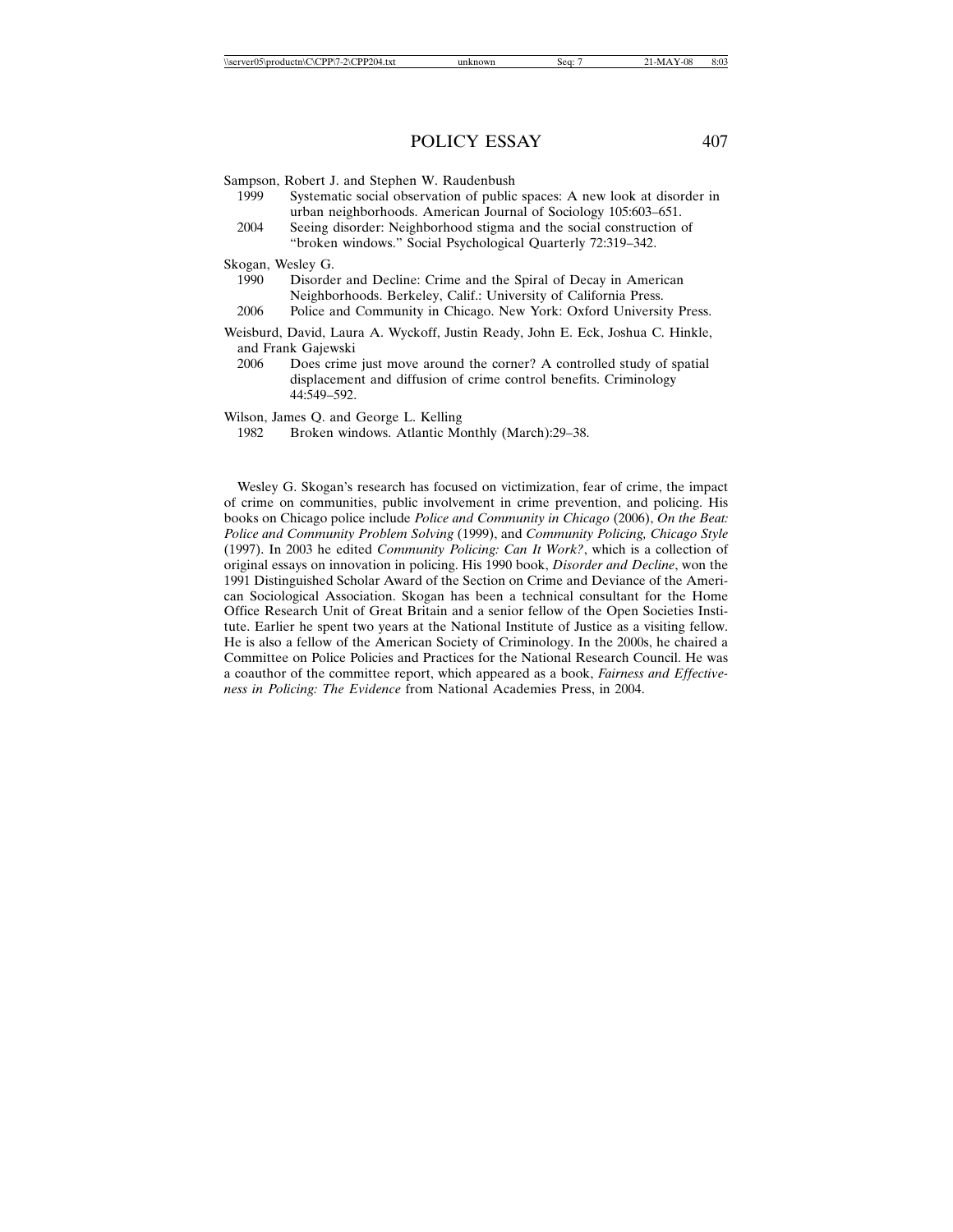Sampson, Robert J. and Stephen W. Raudenbush

1999 Systematic social observation of public spaces: A new look at disorder in urban neighborhoods. American Journal of Sociology 105:603–651.

2004 Seeing disorder: Neighborhood stigma and the social construction of "broken windows." Social Psychological Quarterly 72:319–342.

Skogan, Wesley G.

1990 Disorder and Decline: Crime and the Spiral of Decay in American Neighborhoods. Berkeley, Calif.: University of California Press.

2006 Police and Community in Chicago. New York: Oxford University Press.

Weisburd, David, Laura A. Wyckoff, Justin Ready, John E. Eck, Joshua C. Hinkle, and Frank Gajewski

2006 Does crime just move around the corner? A controlled study of spatial displacement and diffusion of crime control benefits. Criminology 44:549–592.

Wilson, James Q. and George L. Kelling

1982 Broken windows. Atlantic Monthly (March):29–38.

Wesley G. Skogan's research has focused on victimization, fear of crime, the impact of crime on communities, public involvement in crime prevention, and policing. His books on Chicago police include *Police and Community in Chicago* (2006), *On the Beat: Police and Community Problem Solving* (1999), and *Community Policing, Chicago Style* (1997). In 2003 he edited *Community Policing: Can It Work?*, which is a collection of original essays on innovation in policing. His 1990 book, *Disorder and Decline*, won the 1991 Distinguished Scholar Award of the Section on Crime and Deviance of the American Sociological Association. Skogan has been a technical consultant for the Home Office Research Unit of Great Britain and a senior fellow of the Open Societies Institute. Earlier he spent two years at the National Institute of Justice as a visiting fellow. He is also a fellow of the American Society of Criminology. In the 2000s, he chaired a Committee on Police Policies and Practices for the National Research Council. He was a coauthor of the committee report, which appeared as a book, *Fairness and Effectiveness in Policing: The Evidence* from National Academies Press, in 2004.